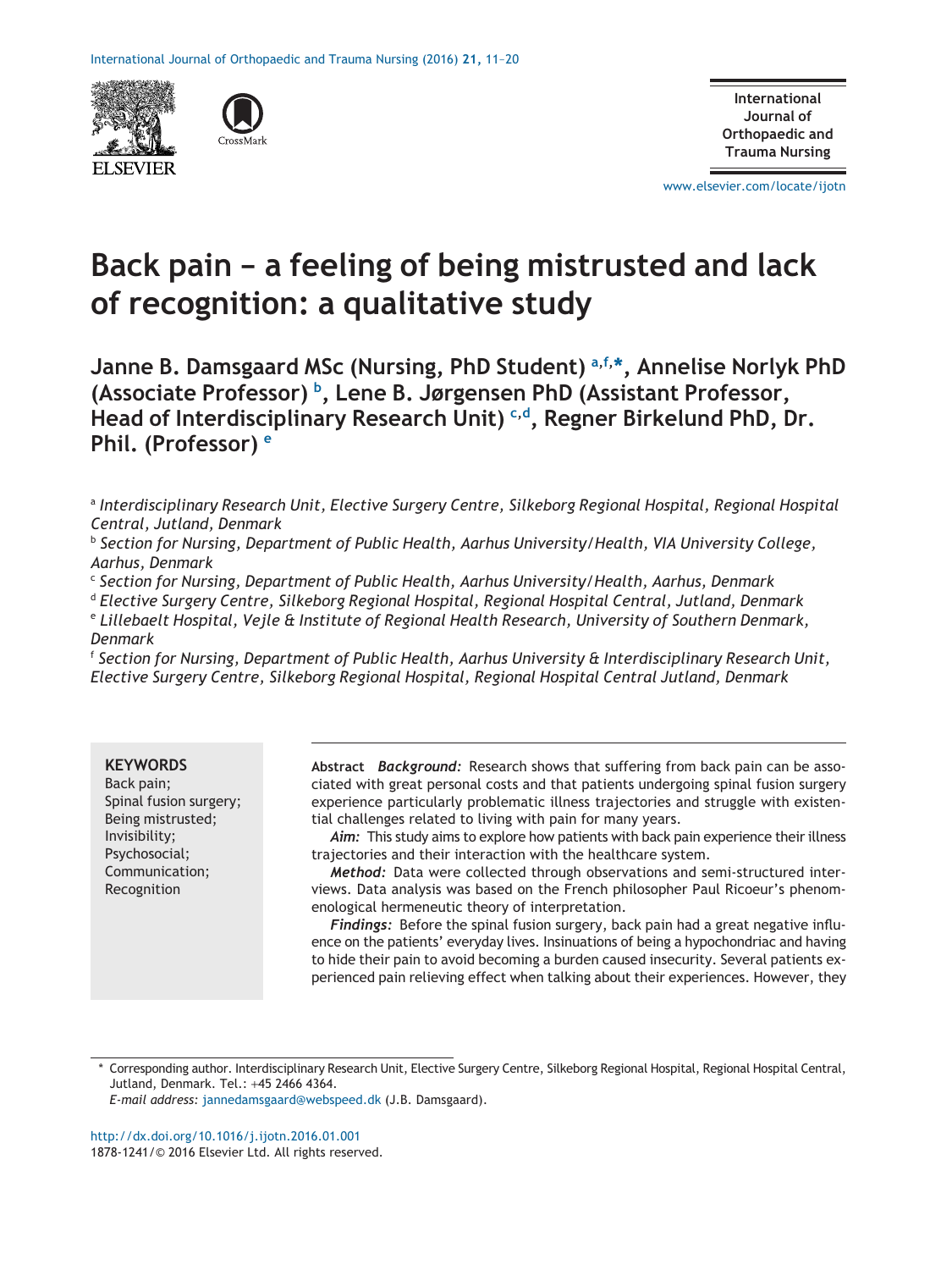# Back pain – a feeling of being mistrusted and lack of recognition: a qualitative study

**Janne B. Damsgaard MSc (Nursing, PhD Student)** [a,f,*], **Annelise Norlyk PhD (Associate Professor)** [b], **Lene B. Jørgensen PhD (Assistant Professor, Head of Interdisciplinary Research Unit)** [c,d], **Regner Birkelund PhD, Dr. Phil. (Professor)** [e]

[a] *Interdisciplinary Research Unit, Elective Surgery Centre, Silkeborg Regional Hospital, Regional Hospital Central, Jutland, Denmark*

[b] *Section for Nursing, Department of Public Health, Aarhus University/Health, VIA University College, Aarhus, Denmark*

[c] *Section for Nursing, Department of Public Health, Aarhus University/Health, Aarhus, Denmark*

[d] *Elective Surgery Centre, Silkeborg Regional Hospital, Regional Hospital Central, Jutland, Denmark*

[e] *Lillebaelt Hospital, Vejle & Institute of Regional Health Research, University of Southern Denmark, Denmark*

[f] *Section for Nursing, Department of Public Health, Aarhus University & Interdisciplinary Research Unit, Elective Surgery Centre, Silkeborg Regional Hospital, Regional Hospital Central Jutland, Denmark*

**KEYWORDS**
Back pain;
Spinal fusion surgery;
Being mistrusted;
Invisibility;
Psychosocial;
Communication;
Recognition

**Abstract** *Background:* Research shows that suffering from back pain can be associated with great personal costs and that patients undergoing spinal fusion surgery experience particularly problematic illness trajectories and struggle with existential challenges related to living with pain for many years.

*Aim:* This study aims to explore how patients with back pain experience their illness trajectories and their interaction with the healthcare system.

*Method:* Data were collected through observations and semi-structured interviews. Data analysis was based on the French philosopher Paul Ricoeur's phenomenological hermeneutic theory of interpretation.

*Findings:* Before the spinal fusion surgery, back pain had a great negative influence on the patients' everyday lives. Insinuations of being a hypochondriac and having to hide their pain to avoid becoming a burden caused insecurity. Several patients experienced pain relieving effect when talking about their experiences. However, they

\* Corresponding author. Interdisciplinary Research Unit, Elective Surgery Centre, Silkeborg Regional Hospital, Regional Hospital Central, Jutland, Denmark. Tel.: +45 2466 4364.
*E-mail address:* jannedamsgaard@webspeed.dk (J.B. Damsgaard).

http://dx.doi.org/10.1016/j.ijotn.2016.01.001
1878-1241/© 2016 Elsevier Ltd. All rights reserved.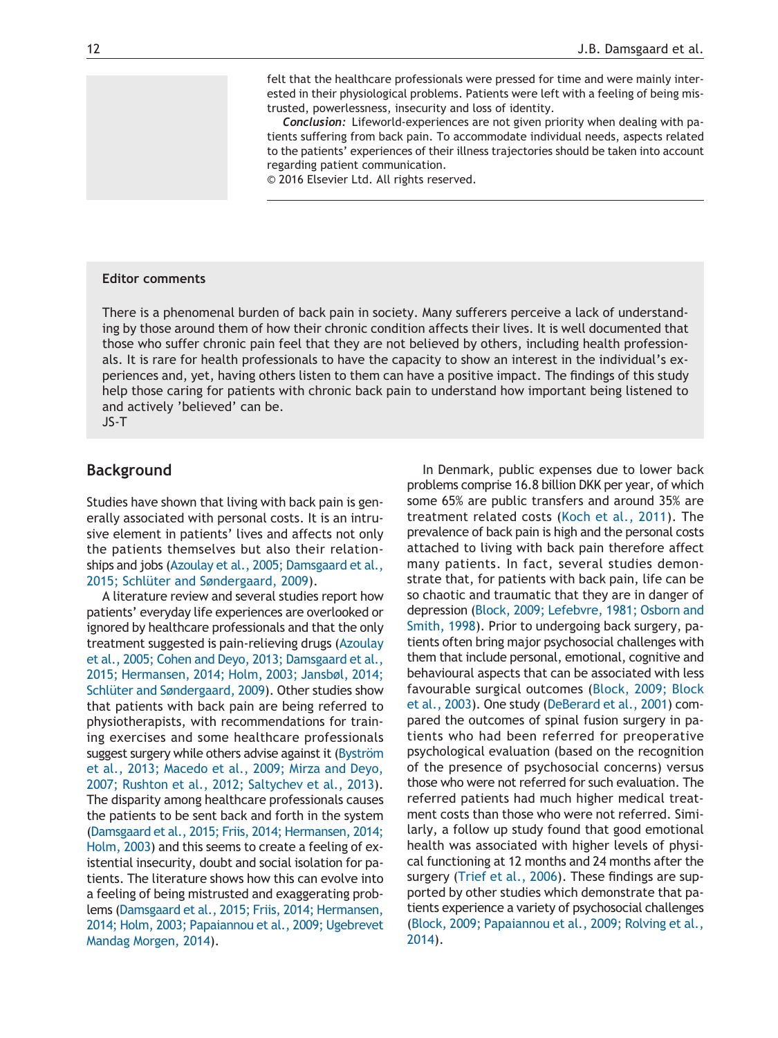felt that the healthcare professionals were pressed for time and were mainly interested in their physiological problems. Patients were left with a feeling of being mistrusted, powerlessness, insecurity and loss of identity.

***Conclusion:*** Lifeworld-experiences are not given priority when dealing with patients suffering from back pain. To accommodate individual needs, aspects related to the patients' experiences of their illness trajectories should be taken into account regarding patient communication.

© 2016 Elsevier Ltd. All rights reserved.

**Editor comments**

There is a phenomenal burden of back pain in society. Many sufferers perceive a lack of understanding by those around them of how their chronic condition affects their lives. It is well documented that those who suffer chronic pain feel that they are not believed by others, including health professionals. It is rare for health professionals to have the capacity to show an interest in the individual's experiences and, yet, having others listen to them can have a positive impact. The findings of this study help those caring for patients with chronic back pain to understand how important being listened to and actively 'believed' can be.

JS-T

## Background

Studies have shown that living with back pain is generally associated with personal costs. It is an intrusive element in patients' lives and affects not only the patients themselves but also their relationships and jobs (Azoulay et al., 2005; Damsgaard et al., 2015; Schlüter and Søndergaard, 2009).

A literature review and several studies report how patients' everyday life experiences are overlooked or ignored by healthcare professionals and that the only treatment suggested is pain-relieving drugs (Azoulay et al., 2005; Cohen and Deyo, 2013; Damsgaard et al., 2015; Hermansen, 2014; Holm, 2003; Jansbøl, 2014; Schlüter and Søndergaard, 2009). Other studies show that patients with back pain are being referred to physiotherapists, with recommendations for training exercises and some healthcare professionals suggest surgery while others advise against it (Byström et al., 2013; Macedo et al., 2009; Mirza and Deyo, 2007; Rushton et al., 2012; Saltychev et al., 2013). The disparity among healthcare professionals causes the patients to be sent back and forth in the system (Damsgaard et al., 2015; Friis, 2014; Hermansen, 2014; Holm, 2003) and this seems to create a feeling of existential insecurity, doubt and social isolation for patients. The literature shows how this can evolve into a feeling of being mistrusted and exaggerating problems (Damsgaard et al., 2015; Friis, 2014; Hermansen, 2014; Holm, 2003; Papaiannou et al., 2009; Ugebrevet Mandag Morgen, 2014).

In Denmark, public expenses due to lower back problems comprise 16.8 billion DKK per year, of which some 65% are public transfers and around 35% are treatment related costs (Koch et al., 2011). The prevalence of back pain is high and the personal costs attached to living with back pain therefore affect many patients. In fact, several studies demonstrate that, for patients with back pain, life can be so chaotic and traumatic that they are in danger of depression (Block, 2009; Lefebvre, 1981; Osborn and Smith, 1998). Prior to undergoing back surgery, patients often bring major psychosocial challenges with them that include personal, emotional, cognitive and behavioural aspects that can be associated with less favourable surgical outcomes (Block, 2009; Block et al., 2003). One study (DeBerard et al., 2001) compared the outcomes of spinal fusion surgery in patients who had been referred for preoperative psychological evaluation (based on the recognition of the presence of psychosocial concerns) versus those who were not referred for such evaluation. The referred patients had much higher medical treatment costs than those who were not referred. Similarly, a follow up study found that good emotional health was associated with higher levels of physical functioning at 12 months and 24 months after the surgery (Trief et al., 2006). These findings are supported by other studies which demonstrate that patients experience a variety of psychosocial challenges (Block, 2009; Papaiannou et al., 2009; Rolving et al., 2014).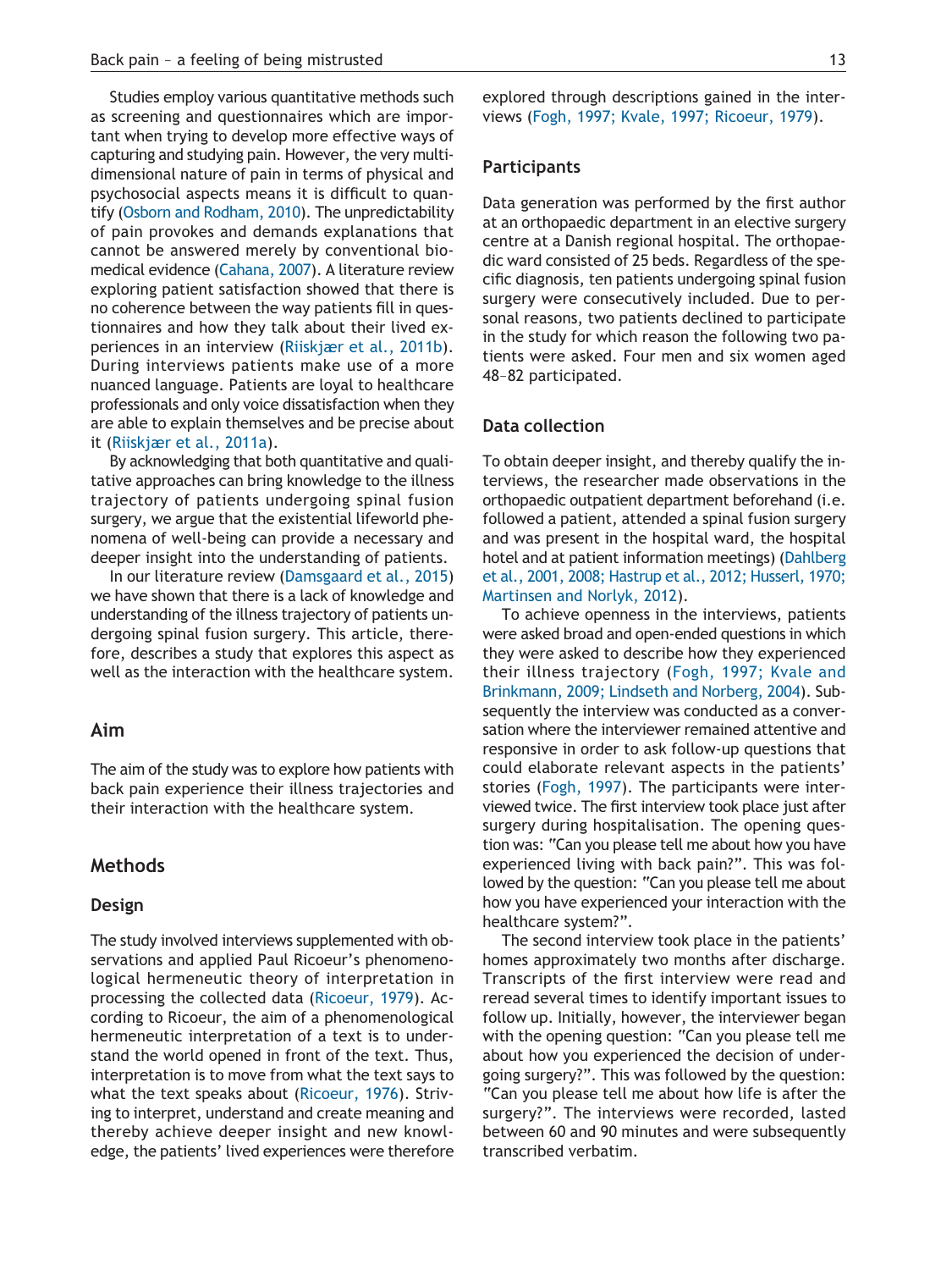Studies employ various quantitative methods such as screening and questionnaires which are important when trying to develop more effective ways of capturing and studying pain. However, the very multidimensional nature of pain in terms of physical and psychosocial aspects means it is difficult to quantify (Osborn and Rodham, 2010). The unpredictability of pain provokes and demands explanations that cannot be answered merely by conventional biomedical evidence (Cahana, 2007). A literature review exploring patient satisfaction showed that there is no coherence between the way patients fill in questionnaires and how they talk about their lived experiences in an interview (Riiskjær et al., 2011b). During interviews patients make use of a more nuanced language. Patients are loyal to healthcare professionals and only voice dissatisfaction when they are able to explain themselves and be precise about it (Riiskjær et al., 2011a).

By acknowledging that both quantitative and qualitative approaches can bring knowledge to the illness trajectory of patients undergoing spinal fusion surgery, we argue that the existential lifeworld phenomena of well-being can provide a necessary and deeper insight into the understanding of patients.

In our literature review (Damsgaard et al., 2015) we have shown that there is a lack of knowledge and understanding of the illness trajectory of patients undergoing spinal fusion surgery. This article, therefore, describes a study that explores this aspect as well as the interaction with the healthcare system.

## Aim

The aim of the study was to explore how patients with back pain experience their illness trajectories and their interaction with the healthcare system.

## Methods

### Design

The study involved interviews supplemented with observations and applied Paul Ricoeur's phenomenological hermeneutic theory of interpretation in processing the collected data (Ricoeur, 1979). According to Ricoeur, the aim of a phenomenological hermeneutic interpretation of a text is to understand the world opened in front of the text. Thus, interpretation is to move from what the text says to what the text speaks about (Ricoeur, 1976). Striving to interpret, understand and create meaning and thereby achieve deeper insight and new knowledge, the patients' lived experiences were therefore explored through descriptions gained in the interviews (Fogh, 1997; Kvale, 1997; Ricoeur, 1979).

### Participants

Data generation was performed by the first author at an orthopaedic department in an elective surgery centre at a Danish regional hospital. The orthopaedic ward consisted of 25 beds. Regardless of the specific diagnosis, ten patients undergoing spinal fusion surgery were consecutively included. Due to personal reasons, two patients declined to participate in the study for which reason the following two patients were asked. Four men and six women aged 48–82 participated.

### Data collection

To obtain deeper insight, and thereby qualify the interviews, the researcher made observations in the orthopaedic outpatient department beforehand (i.e. followed a patient, attended a spinal fusion surgery and was present in the hospital ward, the hospital hotel and at patient information meetings) (Dahlberg et al., 2001, 2008; Hastrup et al., 2012; Husserl, 1970; Martinsen and Norlyk, 2012).

To achieve openness in the interviews, patients were asked broad and open-ended questions in which they were asked to describe how they experienced their illness trajectory (Fogh, 1997; Kvale and Brinkmann, 2009; Lindseth and Norberg, 2004). Subsequently the interview was conducted as a conversation where the interviewer remained attentive and responsive in order to ask follow-up questions that could elaborate relevant aspects in the patients' stories (Fogh, 1997). The participants were interviewed twice. The first interview took place just after surgery during hospitalisation. The opening question was: "Can you please tell me about how you have experienced living with back pain?". This was followed by the question: "Can you please tell me about how you have experienced your interaction with the healthcare system?".

The second interview took place in the patients' homes approximately two months after discharge. Transcripts of the first interview were read and reread several times to identify important issues to follow up. Initially, however, the interviewer began with the opening question: "Can you please tell me about how you experienced the decision of undergoing surgery?". This was followed by the question: "Can you please tell me about how life is after the surgery?". The interviews were recorded, lasted between 60 and 90 minutes and were subsequently transcribed verbatim.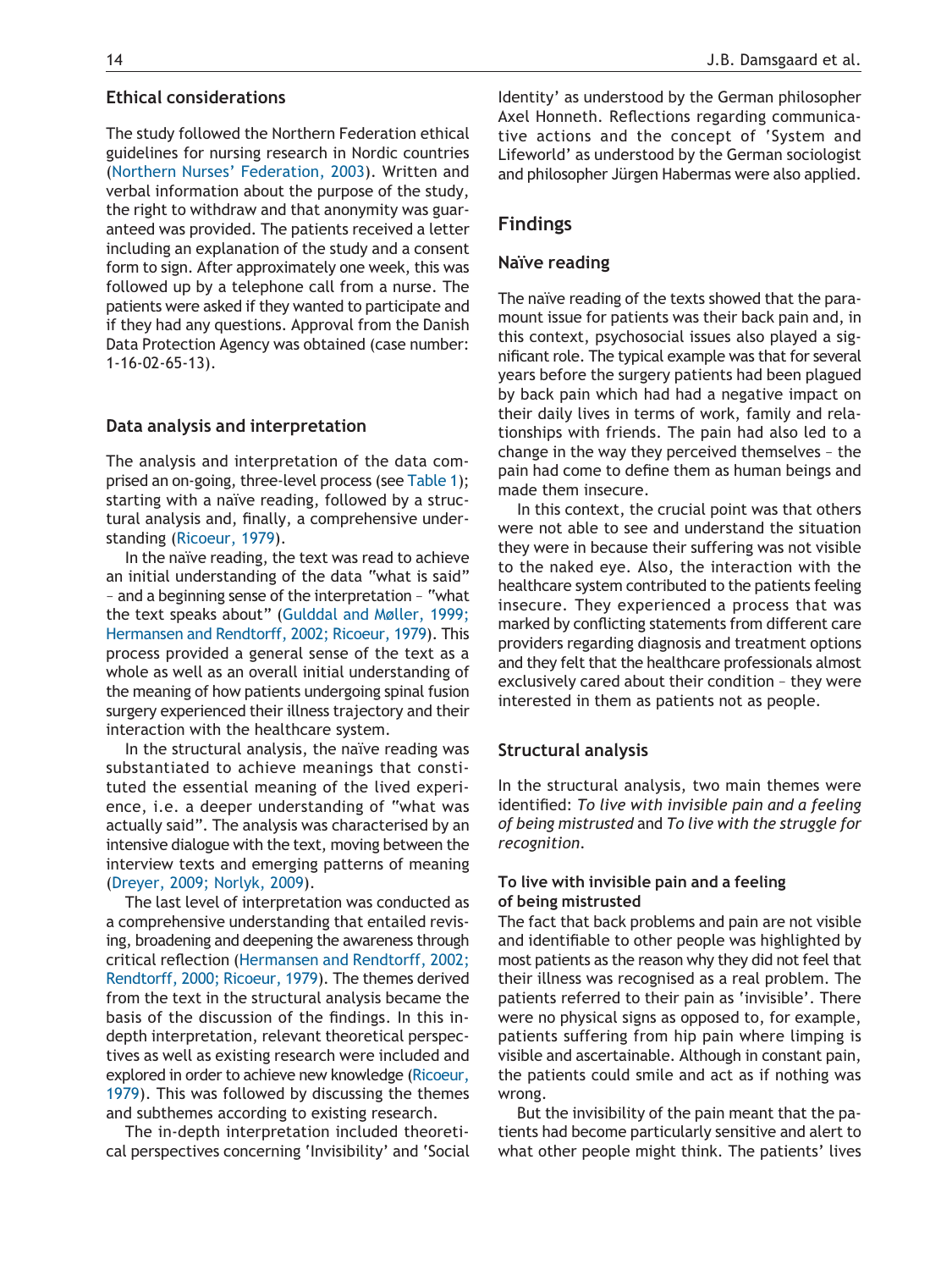## Ethical considerations

The study followed the Northern Federation ethical guidelines for nursing research in Nordic countries (Northern Nurses' Federation, 2003). Written and verbal information about the purpose of the study, the right to withdraw and that anonymity was guaranteed was provided. The patients received a letter including an explanation of the study and a consent form to sign. After approximately one week, this was followed up by a telephone call from a nurse. The patients were asked if they wanted to participate and if they had any questions. Approval from the Danish Data Protection Agency was obtained (case number: 1-16-02-65-13).

## Data analysis and interpretation

The analysis and interpretation of the data comprised an on-going, three-level process (see Table 1); starting with a naïve reading, followed by a structural analysis and, finally, a comprehensive understanding (Ricoeur, 1979).

In the naïve reading, the text was read to achieve an initial understanding of the data "what is said" – and a beginning sense of the interpretation – "what the text speaks about" (Gulddal and Møller, 1999; Hermansen and Rendtorff, 2002; Ricoeur, 1979). This process provided a general sense of the text as a whole as well as an overall initial understanding of the meaning of how patients undergoing spinal fusion surgery experienced their illness trajectory and their interaction with the healthcare system.

In the structural analysis, the naïve reading was substantiated to achieve meanings that constituted the essential meaning of the lived experience, i.e. a deeper understanding of "what was actually said". The analysis was characterised by an intensive dialogue with the text, moving between the interview texts and emerging patterns of meaning (Dreyer, 2009; Norlyk, 2009).

The last level of interpretation was conducted as a comprehensive understanding that entailed revising, broadening and deepening the awareness through critical reflection (Hermansen and Rendtorff, 2002; Rendtorff, 2000; Ricoeur, 1979). The themes derived from the text in the structural analysis became the basis of the discussion of the findings. In this in-depth interpretation, relevant theoretical perspectives as well as existing research were included and explored in order to achieve new knowledge (Ricoeur, 1979). This was followed by discussing the themes and subthemes according to existing research.

The in-depth interpretation included theoretical perspectives concerning 'Invisibility' and 'Social Identity' as understood by the German philosopher Axel Honneth. Reflections regarding communicative actions and the concept of 'System and Lifeworld' as understood by the German sociologist and philosopher Jürgen Habermas were also applied.

# Findings

## Naïve reading

The naïve reading of the texts showed that the paramount issue for patients was their back pain and, in this context, psychosocial issues also played a significant role. The typical example was that for several years before the surgery patients had been plagued by back pain which had had a negative impact on their daily lives in terms of work, family and relationships with friends. The pain had also led to a change in the way they perceived themselves – the pain had come to define them as human beings and made them insecure.

In this context, the crucial point was that others were not able to see and understand the situation they were in because their suffering was not visible to the naked eye. Also, the interaction with the healthcare system contributed to the patients feeling insecure. They experienced a process that was marked by conflicting statements from different care providers regarding diagnosis and treatment options and they felt that the healthcare professionals almost exclusively cared about their condition – they were interested in them as patients not as people.

## Structural analysis

In the structural analysis, two main themes were identified: *To live with invisible pain and a feeling of being mistrusted* and *To live with the struggle for recognition*.

### To live with invisible pain and a feeling of being mistrusted

The fact that back problems and pain are not visible and identifiable to other people was highlighted by most patients as the reason why they did not feel that their illness was recognised as a real problem. The patients referred to their pain as 'invisible'. There were no physical signs as opposed to, for example, patients suffering from hip pain where limping is visible and ascertainable. Although in constant pain, the patients could smile and act as if nothing was wrong.

But the invisibility of the pain meant that the patients had become particularly sensitive and alert to what other people might think. The patients' lives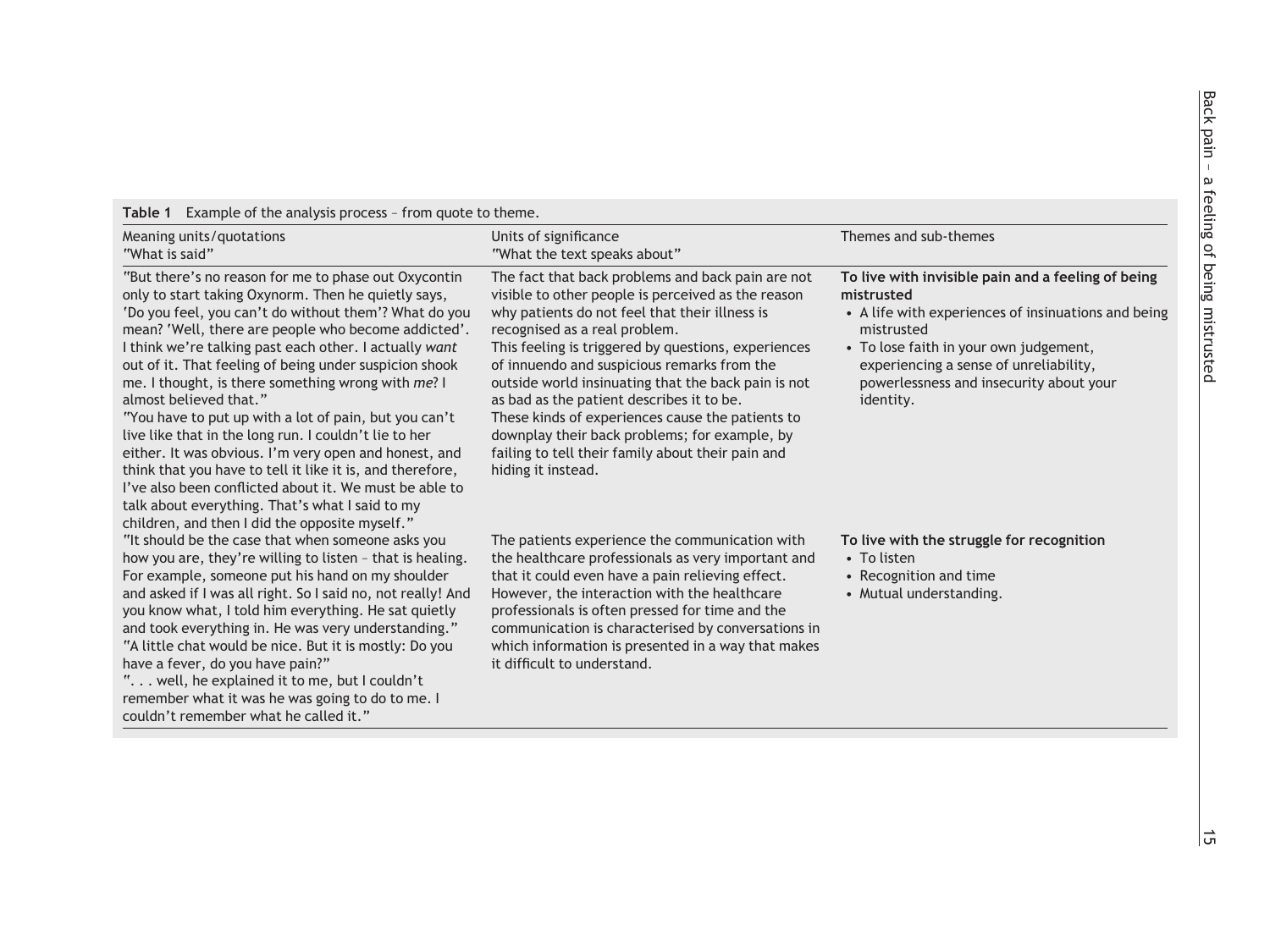**Table 1** Example of the analysis process – from quote to theme.

| Meaning units/quotations "What is said" | Units of significance "What the text speaks about" | Themes and sub-themes |
|---|---|---|
| "But there's no reason for me to phase out Oxycontin only to start taking Oxynorm. Then he quietly says, 'Do you feel, you can't do without them'? What do you mean? 'Well, there are people who become addicted'. I think we're talking past each other. I actually *want* out of it. That feeling of being under suspicion shook me. I thought, is there something wrong with *me*? I almost believed that." "You have to put up with a lot of pain, but you can't live like that in the long run. I couldn't lie to her either. It was obvious. I'm very open and honest, and think that you have to tell it like it is, and therefore, I've also been conflicted about it. We must be able to talk about everything. That's what I said to my children, and then I did the opposite myself." | The fact that back problems and back pain are not visible to other people is perceived as the reason why patients do not feel that their illness is recognised as a real problem. This feeling is triggered by questions, experiences of innuendo and suspicious remarks from the outside world insinuating that the back pain is not as bad as the patient describes it to be. These kinds of experiences cause the patients to downplay their back problems; for example, by failing to tell their family about their pain and hiding it instead. | **To live with invisible pain and a feeling of being mistrusted** <br>• A life with experiences of insinuations and being mistrusted <br>• To lose faith in your own judgement, experiencing a sense of unreliability, powerlessness and insecurity about your identity. |
| "It should be the case that when someone asks you how you are, they're willing to listen – that is healing. For example, someone put his hand on my shoulder and asked if I was all right. So I said no, not really! And you know what, I told him everything. He sat quietly and took everything in. He was very understanding." "A little chat would be nice. But it is mostly: Do you have a fever, do you have pain?" ". . . well, he explained it to me, but I couldn't remember what it was he was going to do to me. I couldn't remember what he called it." | The patients experience the communication with the healthcare professionals as very important and that it could even have a pain relieving effect. However, the interaction with the healthcare professionals is often pressed for time and the communication is characterised by conversations in which information is presented in a way that makes it difficult to understand. | **To live with the struggle for recognition** <br>• To listen <br>• Recognition and time <br>• Mutual understanding. |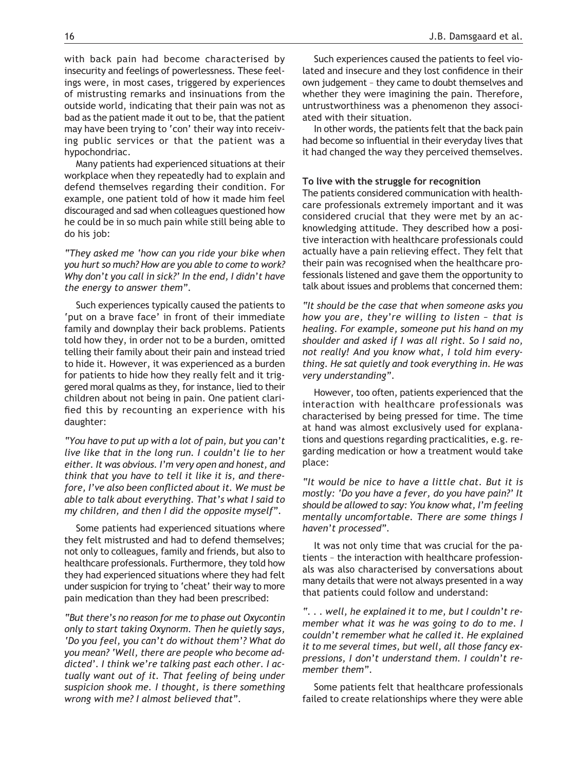with back pain had become characterised by insecurity and feelings of powerlessness. These feelings were, in most cases, triggered by experiences of mistrusting remarks and insinuations from the outside world, indicating that their pain was not as bad as the patient made it out to be, that the patient may have been trying to 'con' their way into receiving public services or that the patient was a hypochondriac.

Many patients had experienced situations at their workplace when they repeatedly had to explain and defend themselves regarding their condition. For example, one patient told of how it made him feel discouraged and sad when colleagues questioned how he could be in so much pain while still being able to do his job:

*"They asked me 'how can you ride your bike when you hurt so much? How are you able to come to work? Why don't you call in sick?' In the end, I didn't have the energy to answer them".*

Such experiences typically caused the patients to 'put on a brave face' in front of their immediate family and downplay their back problems. Patients told how they, in order not to be a burden, omitted telling their family about their pain and instead tried to hide it. However, it was experienced as a burden for patients to hide how they really felt and it triggered moral qualms as they, for instance, lied to their children about not being in pain. One patient clarified this by recounting an experience with his daughter:

*"You have to put up with a lot of pain, but you can't live like that in the long run. I couldn't lie to her either. It was obvious. I'm very open and honest, and think that you have to tell it like it is, and therefore, I've also been conflicted about it. We must be able to talk about everything. That's what I said to my children, and then I did the opposite myself".*

Some patients had experienced situations where they felt mistrusted and had to defend themselves; not only to colleagues, family and friends, but also to healthcare professionals. Furthermore, they told how they had experienced situations where they had felt under suspicion for trying to 'cheat' their way to more pain medication than they had been prescribed:

*"But there's no reason for me to phase out Oxycontin only to start taking Oxynorm. Then he quietly says, 'Do you feel, you can't do without them'? What do you mean? 'Well, there are people who become addicted'. I think we're talking past each other. I actually want out of it. That feeling of being under suspicion shook me. I thought, is there something wrong with me? I almost believed that".*

Such experiences caused the patients to feel violated and insecure and they lost confidence in their own judgement – they came to doubt themselves and whether they were imagining the pain. Therefore, untrustworthiness was a phenomenon they associated with their situation.

In other words, the patients felt that the back pain had become so influential in their everyday lives that it had changed the way they perceived themselves.

**To live with the struggle for recognition**

The patients considered communication with healthcare professionals extremely important and it was considered crucial that they were met by an acknowledging attitude. They described how a positive interaction with healthcare professionals could actually have a pain relieving effect. They felt that their pain was recognised when the healthcare professionals listened and gave them the opportunity to talk about issues and problems that concerned them:

*"It should be the case that when someone asks you how you are, they're willing to listen – that is healing. For example, someone put his hand on my shoulder and asked if I was all right. So I said no, not really! And you know what, I told him everything. He sat quietly and took everything in. He was very understanding".*

However, too often, patients experienced that the interaction with healthcare professionals was characterised by being pressed for time. The time at hand was almost exclusively used for explanations and questions regarding practicalities, e.g. regarding medication or how a treatment would take place:

*"It would be nice to have a little chat. But it is mostly: 'Do you have a fever, do you have pain?' It should be allowed to say: You know what, I'm feeling mentally uncomfortable. There are some things I haven't processed".*

It was not only time that was crucial for the patients – the interaction with healthcare professionals was also characterised by conversations about many details that were not always presented in a way that patients could follow and understand:

*". . . well, he explained it to me, but I couldn't remember what it was he was going to do to me. I couldn't remember what he called it. He explained it to me several times, but well, all those fancy expressions, I don't understand them. I couldn't remember them".*

Some patients felt that healthcare professionals failed to create relationships where they were able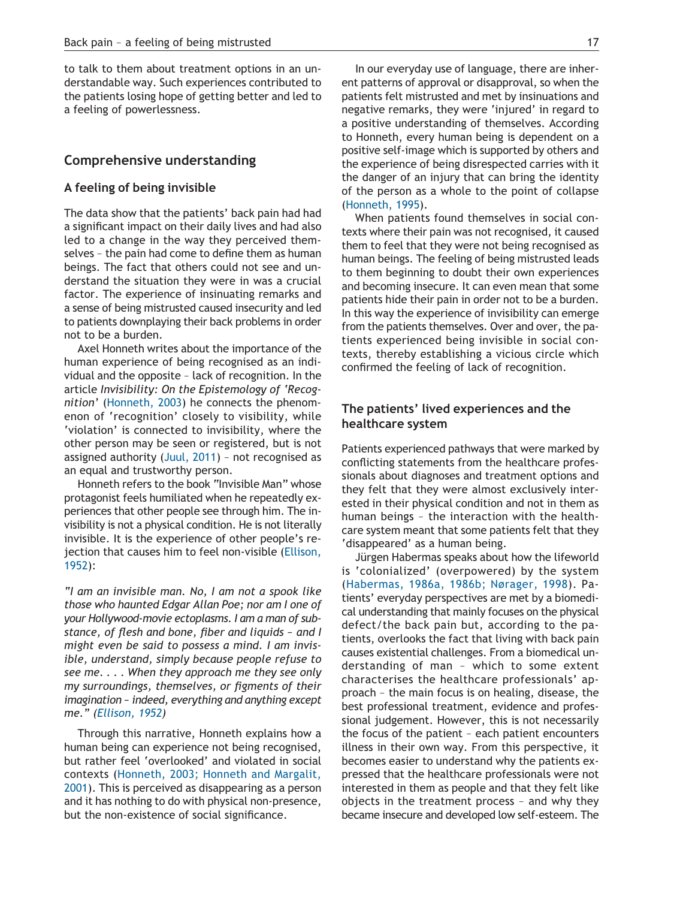to talk to them about treatment options in an understandable way. Such experiences contributed to the patients losing hope of getting better and led to a feeling of powerlessness.

## Comprehensive understanding

### A feeling of being invisible

The data show that the patients' back pain had had a significant impact on their daily lives and had also led to a change in the way they perceived themselves – the pain had come to define them as human beings. The fact that others could not see and understand the situation they were in was a crucial factor. The experience of insinuating remarks and a sense of being mistrusted caused insecurity and led to patients downplaying their back problems in order not to be a burden.

Axel Honneth writes about the importance of the human experience of being recognised as an individual and the opposite – lack of recognition. In the article *Invisibility: On the Epistemology of 'Recognition'* (Honneth, 2003) he connects the phenomenon of 'recognition' closely to visibility, while 'violation' is connected to invisibility, where the other person may be seen or registered, but is not assigned authority (Juul, 2011) – not recognised as an equal and trustworthy person.

Honneth refers to the book "Invisible Man" whose protagonist feels humiliated when he repeatedly experiences that other people see through him. The invisibility is not a physical condition. He is not literally invisible. It is the experience of other people's rejection that causes him to feel non-visible (Ellison, 1952):

*"I am an invisible man. No, I am not a spook like those who haunted Edgar Allan Poe; nor am I one of your Hollywood-movie ectoplasms. I am a man of substance, of flesh and bone, fiber and liquids – and I might even be said to possess a mind. I am invisible, understand, simply because people refuse to see me. . . . When they approach me they see only my surroundings, themselves, or figments of their imagination – indeed, everything and anything except me." (Ellison, 1952)*

Through this narrative, Honneth explains how a human being can experience not being recognised, but rather feel 'overlooked' and violated in social contexts (Honneth, 2003; Honneth and Margalit, 2001). This is perceived as disappearing as a person and it has nothing to do with physical non-presence, but the non-existence of social significance.

In our everyday use of language, there are inherent patterns of approval or disapproval, so when the patients felt mistrusted and met by insinuations and negative remarks, they were 'injured' in regard to a positive understanding of themselves. According to Honneth, every human being is dependent on a positive self-image which is supported by others and the experience of being disrespected carries with it the danger of an injury that can bring the identity of the person as a whole to the point of collapse (Honneth, 1995).

When patients found themselves in social contexts where their pain was not recognised, it caused them to feel that they were not being recognised as human beings. The feeling of being mistrusted leads to them beginning to doubt their own experiences and becoming insecure. It can even mean that some patients hide their pain in order not to be a burden. In this way the experience of invisibility can emerge from the patients themselves. Over and over, the patients experienced being invisible in social contexts, thereby establishing a vicious circle which confirmed the feeling of lack of recognition.

### The patients' lived experiences and the healthcare system

Patients experienced pathways that were marked by conflicting statements from the healthcare professionals about diagnoses and treatment options and they felt that they were almost exclusively interested in their physical condition and not in them as human beings – the interaction with the healthcare system meant that some patients felt that they 'disappeared' as a human being.

Jürgen Habermas speaks about how the lifeworld is 'colonialized' (overpowered) by the system (Habermas, 1986a, 1986b; Nørager, 1998). Patients' everyday perspectives are met by a biomedical understanding that mainly focuses on the physical defect/the back pain but, according to the patients, overlooks the fact that living with back pain causes existential challenges. From a biomedical understanding of man – which to some extent characterises the healthcare professionals' approach – the main focus is on healing, disease, the best professional treatment, evidence and professional judgement. However, this is not necessarily the focus of the patient – each patient encounters illness in their own way. From this perspective, it becomes easier to understand why the patients expressed that the healthcare professionals were not interested in them as people and that they felt like objects in the treatment process – and why they became insecure and developed low self-esteem. The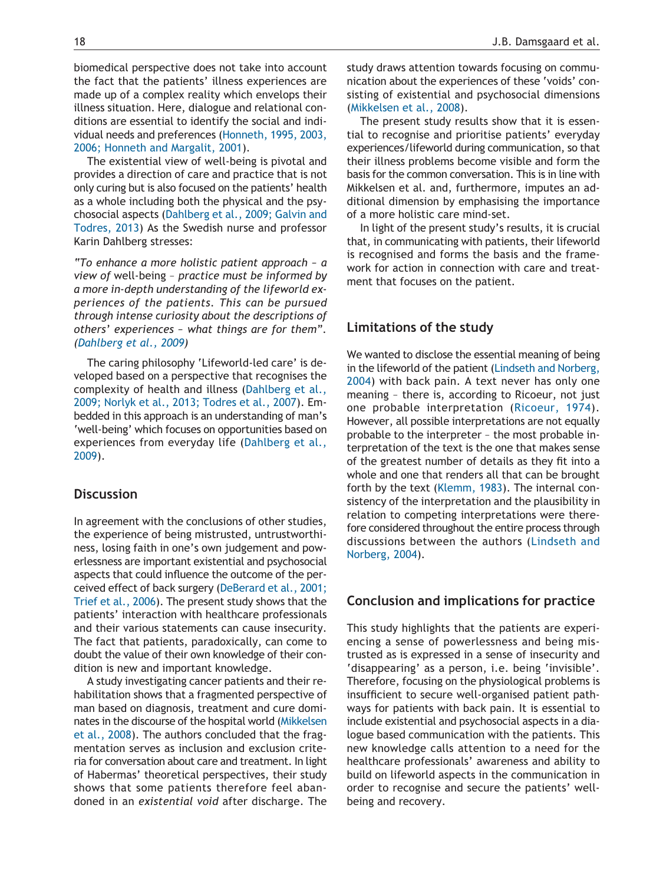biomedical perspective does not take into account the fact that the patients' illness experiences are made up of a complex reality which envelops their illness situation. Here, dialogue and relational conditions are essential to identify the social and individual needs and preferences (Honneth, 1995, 2003, 2006; Honneth and Margalit, 2001).

The existential view of well-being is pivotal and provides a direction of care and practice that is not only curing but is also focused on the patients' health as a whole including both the physical and the psychosocial aspects (Dahlberg et al., 2009; Galvin and Todres, 2013) As the Swedish nurse and professor Karin Dahlberg stresses:

*"To enhance a more holistic patient approach – a view of* well-being *– practice must be informed by a more in-depth understanding of the lifeworld experiences of the patients. This can be pursued through intense curiosity about the descriptions of others' experiences – what things are for them". (Dahlberg et al., 2009)*

The caring philosophy 'Lifeworld-led care' is developed based on a perspective that recognises the complexity of health and illness (Dahlberg et al., 2009; Norlyk et al., 2013; Todres et al., 2007). Embedded in this approach is an understanding of man's 'well-being' which focuses on opportunities based on experiences from everyday life (Dahlberg et al., 2009).

## Discussion

In agreement with the conclusions of other studies, the experience of being mistrusted, untrustworthiness, losing faith in one's own judgement and powerlessness are important existential and psychosocial aspects that could influence the outcome of the perceived effect of back surgery (DeBerard et al., 2001; Trief et al., 2006). The present study shows that the patients' interaction with healthcare professionals and their various statements can cause insecurity. The fact that patients, paradoxically, can come to doubt the value of their own knowledge of their condition is new and important knowledge.

A study investigating cancer patients and their rehabilitation shows that a fragmented perspective of man based on diagnosis, treatment and cure dominates in the discourse of the hospital world (Mikkelsen et al., 2008). The authors concluded that the fragmentation serves as inclusion and exclusion criteria for conversation about care and treatment. In light of Habermas' theoretical perspectives, their study shows that some patients therefore feel abandoned in an *existential void* after discharge. The study draws attention towards focusing on communication about the experiences of these 'voids' consisting of existential and psychosocial dimensions (Mikkelsen et al., 2008).

The present study results show that it is essential to recognise and prioritise patients' everyday experiences/lifeworld during communication, so that their illness problems become visible and form the basis for the common conversation. This is in line with Mikkelsen et al. and, furthermore, imputes an additional dimension by emphasising the importance of a more holistic care mind-set.

In light of the present study's results, it is crucial that, in communicating with patients, their lifeworld is recognised and forms the basis and the framework for action in connection with care and treatment that focuses on the patient.

## Limitations of the study

We wanted to disclose the essential meaning of being in the lifeworld of the patient (Lindseth and Norberg, 2004) with back pain. A text never has only one meaning – there is, according to Ricoeur, not just one probable interpretation (Ricoeur, 1974). However, all possible interpretations are not equally probable to the interpreter – the most probable interpretation of the text is the one that makes sense of the greatest number of details as they fit into a whole and one that renders all that can be brought forth by the text (Klemm, 1983). The internal consistency of the interpretation and the plausibility in relation to competing interpretations were therefore considered throughout the entire process through discussions between the authors (Lindseth and Norberg, 2004).

## Conclusion and implications for practice

This study highlights that the patients are experiencing a sense of powerlessness and being mistrusted as is expressed in a sense of insecurity and 'disappearing' as a person, i.e. being 'invisible'. Therefore, focusing on the physiological problems is insufficient to secure well-organised patient pathways for patients with back pain. It is essential to include existential and psychosocial aspects in a dialogue based communication with the patients. This new knowledge calls attention to a need for the healthcare professionals' awareness and ability to build on lifeworld aspects in the communication in order to recognise and secure the patients' well-being and recovery.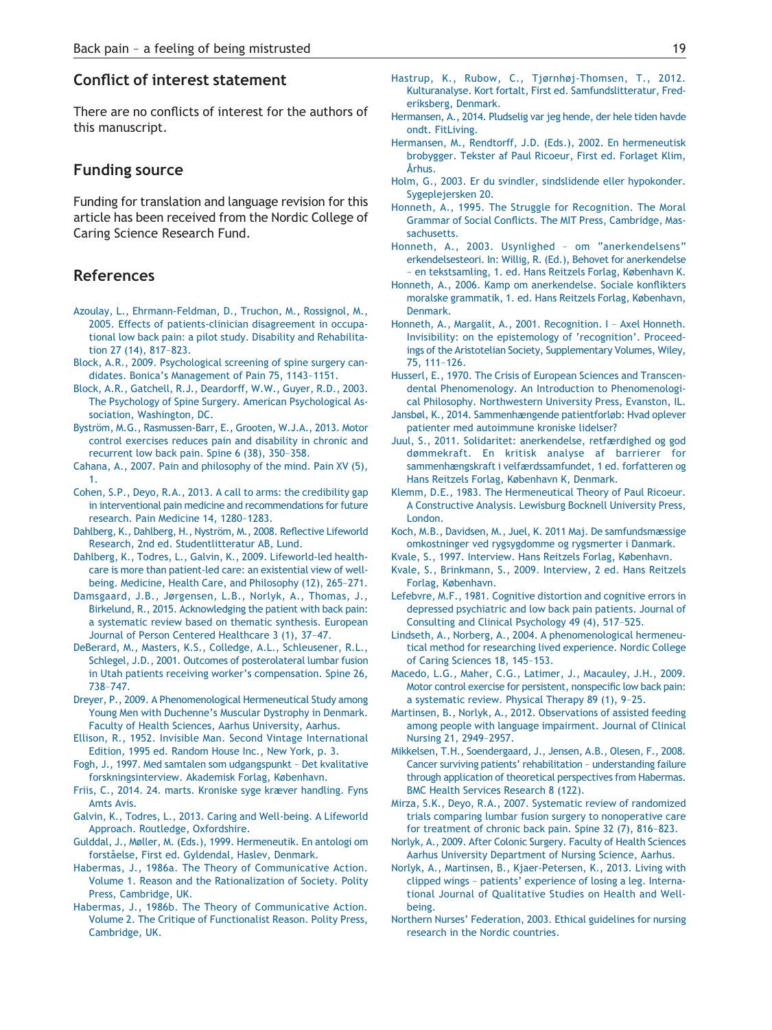## Conflict of interest statement

There are no conflicts of interest for the authors of this manuscript.

## Funding source

Funding for translation and language revision for this article has been received from the Nordic College of Caring Science Research Fund.

## References

Azoulay, L., Ehrmann-Feldman, D., Truchon, M., Rossignol, M., 2005. Effects of patients-clinician disagreement in occupational low back pain: a pilot study. Disability and Rehabilitation 27 (14), 817–823.

Block, A.R., 2009. Psychological screening of spine surgery candidates. Bonica's Management of Pain 75, 1143–1151.

Block, A.R., Gatchell, R.J., Deardorff, W.W., Guyer, R.D., 2003. The Psychology of Spine Surgery. American Psychological Association, Washington, DC.

Byström, M.G., Rasmussen-Barr, E., Grooten, W.J.A., 2013. Motor control exercises reduces pain and disability in chronic and recurrent low back pain. Spine 6 (38), 350–358.

Cahana, A., 2007. Pain and philosophy of the mind. Pain XV (5), 1.

Cohen, S.P., Deyo, R.A., 2013. A call to arms: the credibility gap in interventional pain medicine and recommendations for future research. Pain Medicine 14, 1280–1283.

Dahlberg, K., Dahlberg, H., Nyström, M., 2008. Reflective Lifeworld Research, 2nd ed. Studentlitteratur AB, Lund.

Dahlberg, K., Todres, L., Galvin, K., 2009. Lifeworld-led healthcare is more than patient-led care: an existential view of well-being. Medicine, Health Care, and Philosophy (12), 265–271.

Damsgaard, J.B., Jørgensen, L.B., Norlyk, A., Thomas, J., Birkelund, R., 2015. Acknowledging the patient with back pain: a systematic review based on thematic synthesis. European Journal of Person Centered Healthcare 3 (1), 37–47.

DeBerard, M., Masters, K.S., Colledge, A.L., Schleusener, R.L., Schlegel, J.D., 2001. Outcomes of posterolateral lumbar fusion in Utah patients receiving worker's compensation. Spine 26, 738–747.

Dreyer, P., 2009. A Phenomenological Hermeneutical Study among Young Men with Duchenne's Muscular Dystrophy in Denmark. Faculty of Health Sciences, Aarhus University, Aarhus.

Ellison, R., 1952. Invisible Man. Second Vintage International Edition, 1995 ed. Random House Inc., New York, p. 3.

Fogh, J., 1997. Med samtalen som udgangspunkt – Det kvalitative forskningsinterview. Akademisk Forlag, København.

Friis, C., 2014. 24. marts. Kroniske syge kræver handling. Fyns Amts Avis.

Galvin, K., Todres, L., 2013. Caring and Well-being. A Lifeworld Approach. Routledge, Oxfordshire.

Gulddal, J., Møller, M. (Eds.), 1999. Hermeneutik. En antologi om forståelse, First ed. Gyldendal, Haslev, Denmark.

Habermas, J., 1986a. The Theory of Communicative Action. Volume 1. Reason and the Rationalization of Society. Polity Press, Cambridge, UK.

Habermas, J., 1986b. The Theory of Communicative Action. Volume 2. The Critique of Functionalist Reason. Polity Press, Cambridge, UK.

Hastrup, K., Rubow, C., Tjørnhøj-Thomsen, T., 2012. Kulturanalyse. Kort fortalt, First ed. Samfundslitteratur, Frederiksberg, Denmark.

Hermansen, A., 2014. Pludselig var jeg hende, der hele tiden havde ondt. FitLiving.

Hermansen, M., Rendtorff, J.D. (Eds.), 2002. En hermeneutisk brobygger. Tekster af Paul Ricoeur, First ed. Forlaget Klim, Århus.

Holm, G., 2003. Er du svindler, sindslidende eller hypokonder. Sygeplejersken 20.

Honneth, A., 1995. The Struggle for Recognition. The Moral Grammar of Social Conflicts. The MIT Press, Cambridge, Massachusetts.

Honneth, A., 2003. Usynlighed – om "anerkendelsens" erkendelsesteori. In: Willig, R. (Ed.), Behovet for anerkendelse – en tekstsamling, 1. ed. Hans Reitzels Forlag, København K.

Honneth, A., 2006. Kamp om anerkendelse. Sociale konflikters moralske grammatik, 1. ed. Hans Reitzels Forlag, København, Denmark.

Honneth, A., Margalit, A., 2001. Recognition. I – Axel Honneth. Invisibility: on the epistemology of 'recognition'. Proceedings of the Aristotelian Society, Supplementary Volumes, Wiley, 75, 111–126.

Husserl, E., 1970. The Crisis of European Sciences and Transcendental Phenomenology. An Introduction to Phenomenological Philosophy. Northwestern University Press, Evanston, IL.

Jansbøl, K., 2014. Sammenhængende patientforløb: Hvad oplever patienter med autoimmune kroniske lidelser?

Juul, S., 2011. Solidaritet: anerkendelse, retfærdighed og god dømmekraft. En kritisk analyse af barrierer for sammenhængskraft i velfærdssamfundet, 1 ed. forfatteren og Hans Reitzels Forlag, København K, Denmark.

Klemm, D.E., 1983. The Hermeneutical Theory of Paul Ricoeur. A Constructive Analysis. Lewisburg Bocknell University Press, London.

Koch, M.B., Davidsen, M., Juel, K. 2011 Maj. De samfundsmæssige omkostninger ved rygsygdomme og rygsmerter i Danmark.

Kvale, S., 1997. Interview. Hans Reitzels Forlag, København.

Kvale, S., Brinkmann, S., 2009. Interview, 2 ed. Hans Reitzels Forlag, København.

Lefebvre, M.F., 1981. Cognitive distortion and cognitive errors in depressed psychiatric and low back pain patients. Journal of Consulting and Clinical Psychology 49 (4), 517–525.

Lindseth, A., Norberg, A., 2004. A phenomenological hermeneutical method for researching lived experience. Nordic College of Caring Sciences 18, 145–153.

Macedo, L.G., Maher, C.G., Latimer, J., Macauley, J.H., 2009. Motor control exercise for persistent, nonspecific low back pain: a systematic review. Physical Therapy 89 (1), 9–25.

Martinsen, B., Norlyk, A., 2012. Observations of assisted feeding among people with language impairment. Journal of Clinical Nursing 21, 2949–2957.

Mikkelsen, T.H., Soendergaard, J., Jensen, A.B., Olesen, F., 2008. Cancer surviving patients' rehabilitation – understanding failure through application of theoretical perspectives from Habermas. BMC Health Services Research 8 (122).

Mirza, S.K., Deyo, R.A., 2007. Systematic review of randomized trials comparing lumbar fusion surgery to nonoperative care for treatment of chronic back pain. Spine 32 (7), 816–823.

Norlyk, A., 2009. After Colonic Surgery. Faculty of Health Sciences Aarhus University Department of Nursing Science, Aarhus.

Norlyk, A., Martinsen, B., Kjaer-Petersen, K., 2013. Living with clipped wings – patients' experience of losing a leg. International Journal of Qualitative Studies on Health and Well-being.

Northern Nurses' Federation, 2003. Ethical guidelines for nursing research in the Nordic countries.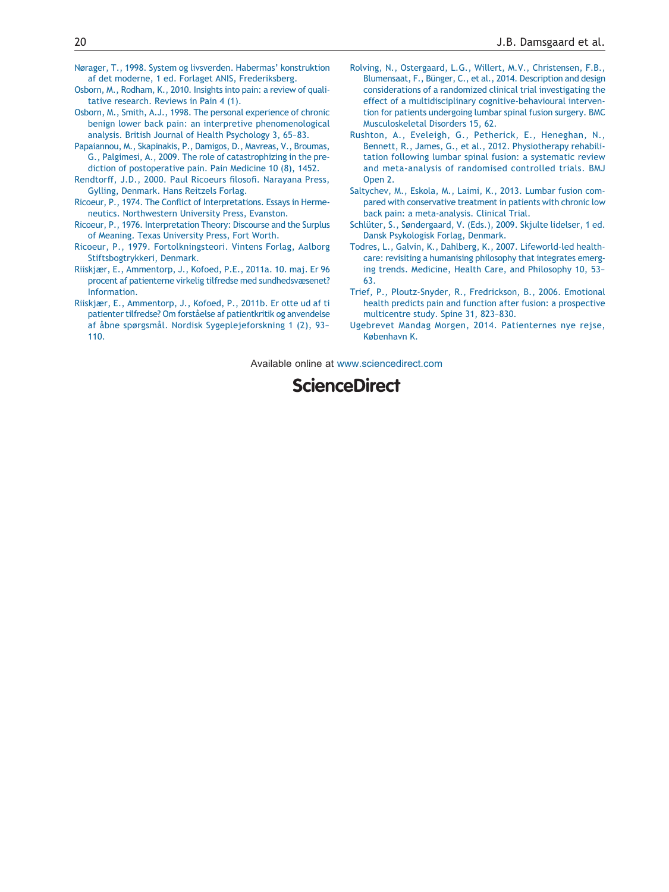Nørager, T., 1998. System og livsverden. Habermas' konstruktion af det moderne, 1 ed. Forlaget ANIS, Frederiksberg.

Osborn, M., Rodham, K., 2010. Insights into pain: a review of qualitative research. Reviews in Pain 4 (1).

Osborn, M., Smith, A.J., 1998. The personal experience of chronic benign lower back pain: an interpretive phenomenological analysis. British Journal of Health Psychology 3, 65–83.

Papaiannou, M., Skapinakis, P., Damigos, D., Mavreas, V., Broumas, G., Palgimesi, A., 2009. The role of catastrophizing in the prediction of postoperative pain. Pain Medicine 10 (8), 1452.

Rendtorff, J.D., 2000. Paul Ricoeurs filosofi. Narayana Press, Gylling, Denmark. Hans Reitzels Forlag.

Ricoeur, P., 1974. The Conflict of Interpretations. Essays in Hermeneutics. Northwestern University Press, Evanston.

Ricoeur, P., 1976. Interpretation Theory: Discourse and the Surplus of Meaning. Texas University Press, Fort Worth.

Ricoeur, P., 1979. Fortolkningsteori. Vintens Forlag, Aalborg Stiftsbogtrykkeri, Denmark.

Riiskjær, E., Ammentorp, J., Kofoed, P.E., 2011a. 10. maj. Er 96 procent af patienterne virkelig tilfredse med sundhedsvæsenet? Information.

Riiskjær, E., Ammentorp, J., Kofoed, P., 2011b. Er otte ud af ti patienter tilfredse? Om forståelse af patientkritik og anvendelse af åbne spørgsmål. Nordisk Sygeplejeforskning 1 (2), 93–110.

Rolving, N., Ostergaard, L.G., Willert, M.V., Christensen, F.B., Blumensaat, F., Bünger, C., et al., 2014. Description and design considerations of a randomized clinical trial investigating the effect of a multidisciplinary cognitive-behavioural intervention for patients undergoing lumbar spinal fusion surgery. BMC Musculoskeletal Disorders 15, 62.

Rushton, A., Eveleigh, G., Petherick, E., Heneghan, N., Bennett, R., James, G., et al., 2012. Physiotherapy rehabilitation following lumbar spinal fusion: a systematic review and meta-analysis of randomised controlled trials. BMJ Open 2.

Saltychev, M., Eskola, M., Laimi, K., 2013. Lumbar fusion compared with conservative treatment in patients with chronic low back pain: a meta-analysis. Clinical Trial.

Schlüter, S., Søndergaard, V. (Eds.), 2009. Skjulte lidelser, 1 ed. Dansk Psykologisk Forlag, Denmark.

Todres, L., Galvin, K., Dahlberg, K., 2007. Lifeworld-led healthcare: revisiting a humanising philosophy that integrates emerging trends. Medicine, Health Care, and Philosophy 10, 53–63.

Trief, P., Ploutz-Snyder, R., Fredrickson, B., 2006. Emotional health predicts pain and function after fusion: a prospective multicentre study. Spine 31, 823–830.

Ugebrevet Mandag Morgen, 2014. Patienternes nye rejse, København K.

Available online at www.sciencedirect.com

**ScienceDirect**